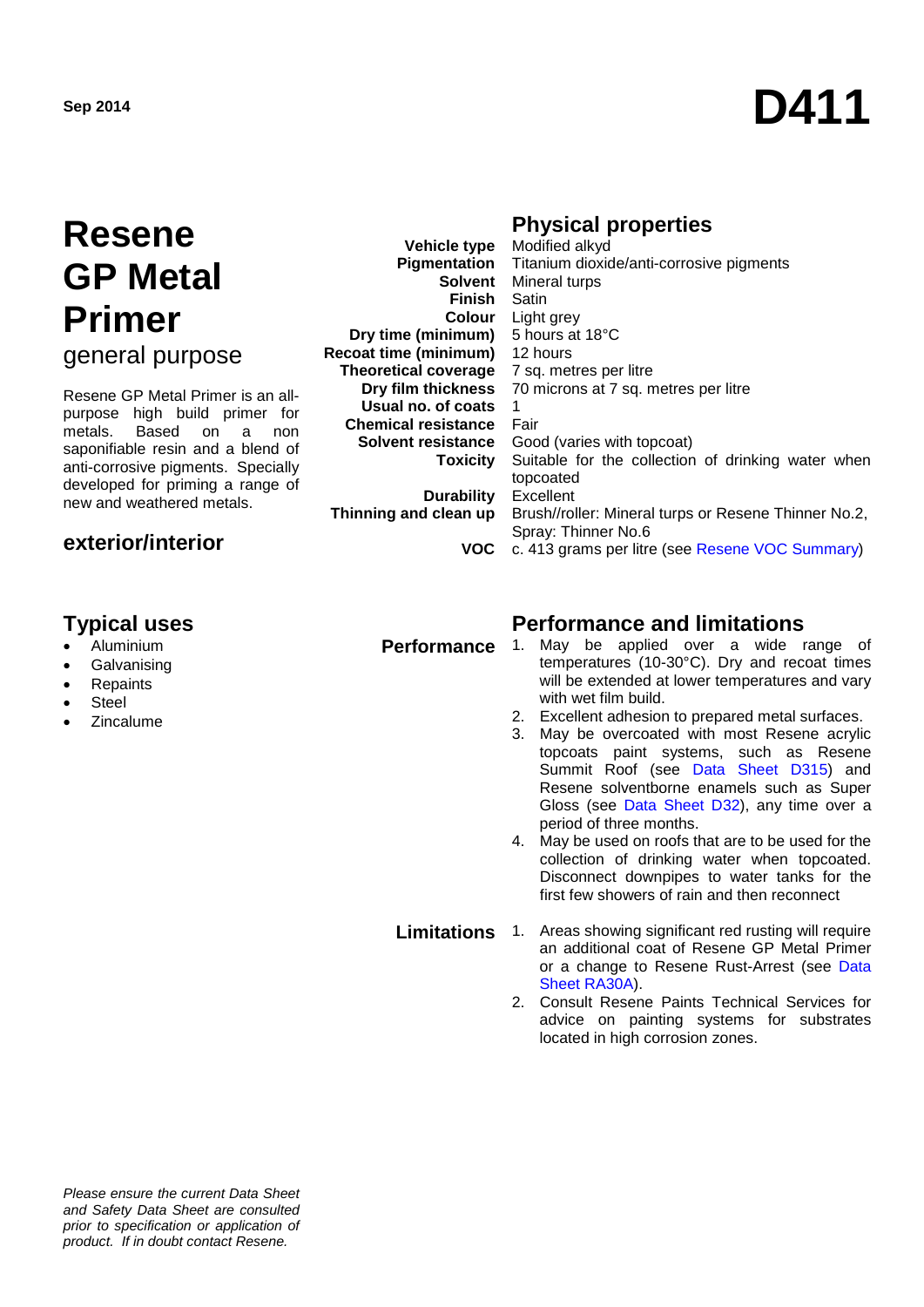**Sep 2014**

# D411

# Resene GP Metal Primer

## general purpose

Resene GP Metal Primer is an all-purpose high build primer for metals. Based on a non saponifiable resin and a blend of anti-corrosive pigments. Specially developed for priming a range of new and weathered metals.

### exterior/interior

## Physical properties

| | |
|---|---|
| **Vehicle type** | Modified alkyd |
| **Pigmentation** | Titanium dioxide/anti-corrosive pigments |
| **Solvent** | Mineral turps |
| **Finish** | Satin |
| **Colour** | Light grey |
| **Dry time (minimum)** | 5 hours at 18°C |
| **Recoat time (minimum)** | 12 hours |
| **Theoretical coverage** | 7 sq. metres per litre |
| **Dry film thickness** | 70 microns at 7 sq. metres per litre |
| **Usual no. of coats** | 1 |
| **Chemical resistance** | Fair |
| **Solvent resistance** | Good (varies with topcoat) |
| **Toxicity** | Suitable for the collection of drinking water when topcoated |
| **Durability** | Excellent |
| **Thinning and clean up** | Brush//roller: Mineral turps or Resene Thinner No.2, Spray: Thinner No.6 |
| **VOC** | c. 413 grams per litre (see Resene VOC Summary) |

## Typical uses

- Aluminium
- Galvanising
- Repairs
- Steel
- Zincalume

## Performance and limitations

**Performance**

1. May be applied over a wide range of temperatures (10-30°C). Dry and recoat times will be extended at lower temperatures and vary with wet film build.
2. Excellent adhesion to prepared metal surfaces.
3. May be overcoated with most Resene acrylic topcoats paint systems, such as Resene Summit Roof (see Data Sheet D315) and Resene solventborne enamels such as Super Gloss (see Data Sheet D32), any time over a period of three months.
4. May be used on roofs that are to be used for the collection of drinking water when topcoated. Disconnect downpipes to water tanks for the first few showers of rain and then reconnect

**Limitations**

1. Areas showing significant red rusting will require an additional coat of Resene GP Metal Primer or a change to Resene Rust-Arrest (see Data Sheet RA30A).
2. Consult Resene Paints Technical Services for advice on painting systems for substrates located in high corrosion zones.

*Please ensure the current Data Sheet and Safety Data Sheet are consulted prior to specification or application of product. If in doubt contact Resene.*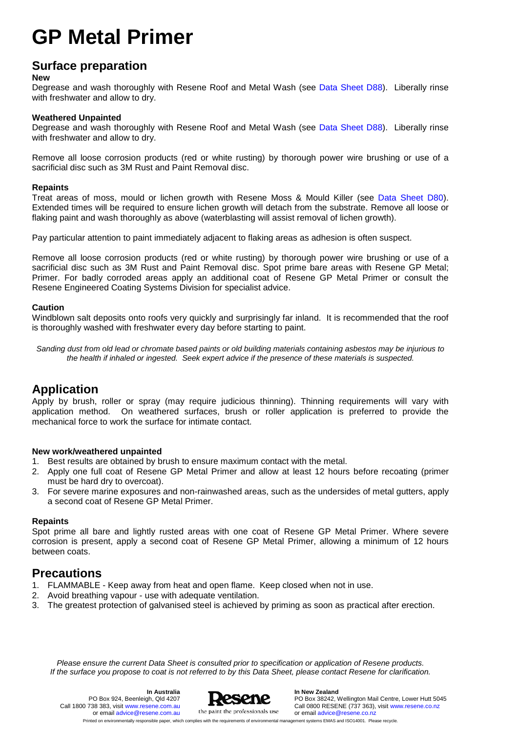# GP Metal Primer

## Surface preparation

**New**

Degrease and wash thoroughly with Resene Roof and Metal Wash (see Data Sheet D88). Liberally rinse with freshwater and allow to dry.

**Weathered Unpainted**

Degrease and wash thoroughly with Resene Roof and Metal Wash (see Data Sheet D88). Liberally rinse with freshwater and allow to dry.

Remove all loose corrosion products (red or white rusting) by thorough power wire brushing or use of a sacrificial disc such as 3M Rust and Paint Removal disc.

**Repaints**

Treat areas of moss, mould or lichen growth with Resene Moss & Mould Killer (see Data Sheet D80). Extended times will be required to ensure lichen growth will detach from the substrate. Remove all loose or flaking paint and wash thoroughly as above (waterblasting will assist removal of lichen growth).

Pay particular attention to paint immediately adjacent to flaking areas as adhesion is often suspect.

Remove all loose corrosion products (red or white rusting) by thorough power wire brushing or use of a sacrificial disc such as 3M Rust and Paint Removal disc. Spot prime bare areas with Resene GP Metal; Primer. For badly corroded areas apply an additional coat of Resene GP Metal Primer or consult the Resene Engineered Coating Systems Division for specialist advice.

**Caution**

Windblown salt deposits onto roofs very quickly and surprisingly far inland. It is recommended that the roof is thoroughly washed with freshwater every day before starting to paint.

*Sanding dust from old lead or chromate based paints or old building materials containing asbestos may be injurious to the health if inhaled or ingested. Seek expert advice if the presence of these materials is suspected.*

## Application

Apply by brush, roller or spray (may require judicious thinning). Thinning requirements will vary with application method. On weathered surfaces, brush or roller application is preferred to provide the mechanical force to work the surface for intimate contact.

**New work/weathered unpainted**

1. Best results are obtained by brush to ensure maximum contact with the metal.
2. Apply one full coat of Resene GP Metal Primer and allow at least 12 hours before recoating (primer must be hard dry to overcoat).
3. For severe marine exposures and non-rainwashed areas, such as the undersides of metal gutters, apply a second coat of Resene GP Metal Primer.

**Repaints**

Spot prime all bare and lightly rusted areas with one coat of Resene GP Metal Primer. Where severe corrosion is present, apply a second coat of Resene GP Metal Primer, allowing a minimum of 12 hours between coats.

## Precautions

1. FLAMMABLE - Keep away from heat and open flame. Keep closed when not in use.
2. Avoid breathing vapour - use with adequate ventilation.
3. The greatest protection of galvanised steel is achieved by priming as soon as practical after erection.

*Please ensure the current Data Sheet is consulted prior to specification or application of Resene products. If the surface you propose to coat is not referred to by this Data Sheet, please contact Resene for clarification.*

**In Australia**
PO Box 924, Beenleigh, Qld 4207
Call 1800 738 383, visit www.resene.com.au
or email advice@resene.com.au

Resene
the paint the professionals use

**In New Zealand**
PO Box 38242, Wellington Mail Centre, Lower Hutt 5045
Call 0800 RESENE (737 363), visit www.resene.co.nz
or email advice@resene.co.nz

Printed on environmentally responsible paper, which complies with the requirements of environmental management systems EMAS and ISO14001. Please recycle.